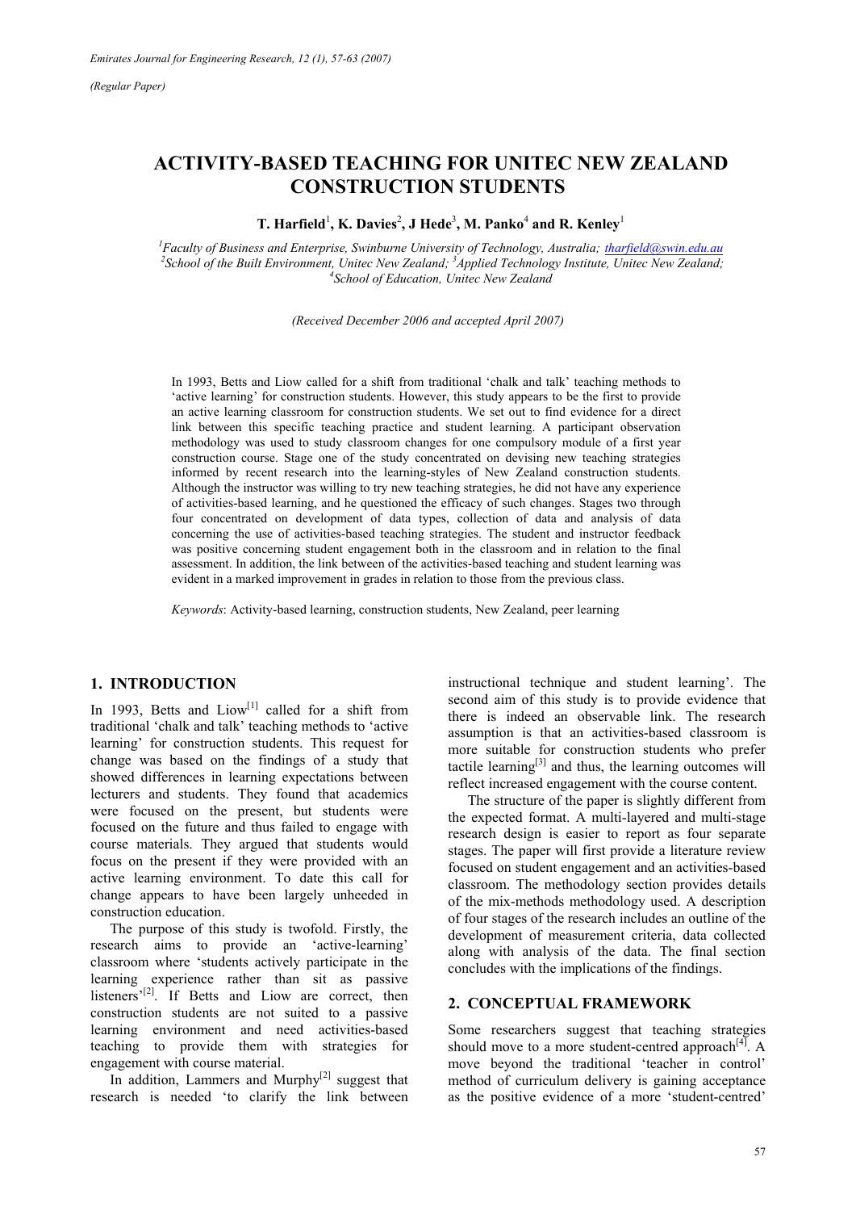(Regular Paper)

# ACTIVITY-BASED TEACHING FOR UNITEC NEW ZEALAND CONSTRUCTION STUDENTS

**T. Harfield**[1], **K. Davies**[2], **J Hede**[3], **M. Panko**[4] **and R. Kenley**[1]

[1]*Faculty of Business and Enterprise, Swinburne University of Technology, Australia; tharfield@swin.edu.au*
[2]*School of the Built Environment, Unitec New Zealand;* [3]*Applied Technology Institute, Unitec New Zealand;*
[4]*School of Education, Unitec New Zealand*

*(Received December 2006 and accepted April 2007)*

In 1993, Betts and Liow called for a shift from traditional 'chalk and talk' teaching methods to 'active learning' for construction students. However, this study appears to be the first to provide an active learning classroom for construction students. We set out to find evidence for a direct link between this specific teaching practice and student learning. A participant observation methodology was used to study classroom changes for one compulsory module of a first year construction course. Stage one of the study concentrated on devising new teaching strategies informed by recent research into the learning-styles of New Zealand construction students. Although the instructor was willing to try new teaching strategies, he did not have any experience of activities-based learning, and he questioned the efficacy of such changes. Stages two through four concentrated on development of data types, collection of data and analysis of data concerning the use of activities-based teaching strategies. The student and instructor feedback was positive concerning student engagement both in the classroom and in relation to the final assessment. In addition, the link between of the activities-based teaching and student learning was evident in a marked improvement in grades in relation to those from the previous class.

*Keywords*: Activity-based learning, construction students, New Zealand, peer learning

## 1. INTRODUCTION

In 1993, Betts and Liow[1] called for a shift from traditional 'chalk and talk' teaching methods to 'active learning' for construction students. This request for change was based on the findings of a study that showed differences in learning expectations between lecturers and students. They found that academics were focused on the present, but students were focused on the future and thus failed to engage with course materials. They argued that students would focus on the present if they were provided with an active learning environment. To date this call for change appears to have been largely unheeded in construction education.

The purpose of this study is twofold. Firstly, the research aims to provide an 'active-learning' classroom where 'students actively participate in the learning experience rather than sit as passive listeners'[2]. If Betts and Liow are correct, then construction students are not suited to a passive learning environment and need activities-based teaching to provide them with strategies for engagement with course material.

In addition, Lammers and Murphy[2] suggest that research is needed 'to clarify the link between instructional technique and student learning'. The second aim of this study is to provide evidence that there is indeed an observable link. The research assumption is that an activities-based classroom is more suitable for construction students who prefer tactile learning[3] and thus, the learning outcomes will reflect increased engagement with the course content.

The structure of the paper is slightly different from the expected format. A multi-layered and multi-stage research design is easier to report as four separate stages. The paper will first provide a literature review focused on student engagement and an activities-based classroom. The methodology section provides details of the mix-methods methodology used. A description of four stages of the research includes an outline of the development of measurement criteria, data collected along with analysis of the data. The final section concludes with the implications of the findings.

## 2. CONCEPTUAL FRAMEWORK

Some researchers suggest that teaching strategies should move to a more student-centred approach[4]. A move beyond the traditional 'teacher in control' method of curriculum delivery is gaining acceptance as the positive evidence of a more 'student-centred'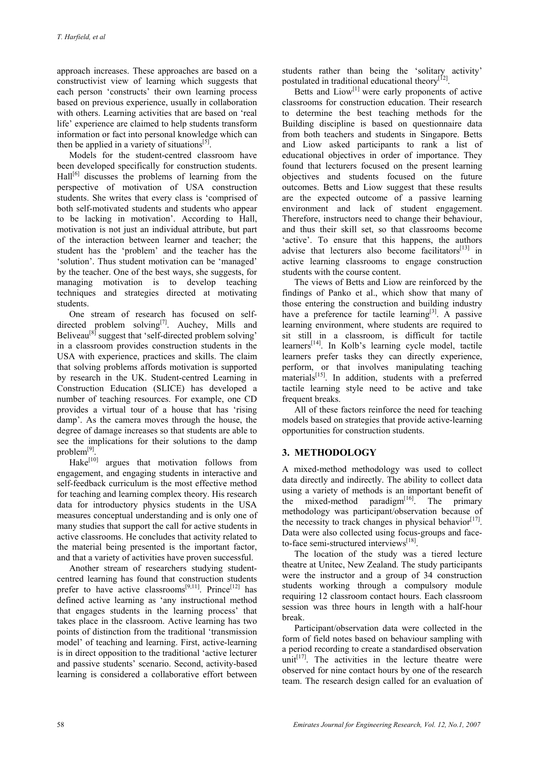approach increases. These approaches are based on a constructivist view of learning which suggests that each person 'constructs' their own learning process based on previous experience, usually in collaboration with others. Learning activities that are based on 'real life' experience are claimed to help students transform information or fact into personal knowledge which can then be applied in a variety of situations[5].

Models for the student-centred classroom have been developed specifically for construction students. Hall[6] discusses the problems of learning from the perspective of motivation of USA construction students. She writes that every class is 'comprised of both self-motivated students and students who appear to be lacking in motivation'. According to Hall, motivation is not just an individual attribute, but part of the interaction between learner and teacher; the student has the 'problem' and the teacher has the 'solution'. Thus student motivation can be 'managed' by the teacher. One of the best ways, she suggests, for managing motivation is to develop teaching techniques and strategies directed at motivating students.

One stream of research has focused on self-directed problem solving[7]. Auchey, Mills and Beliveau[8] suggest that 'self-directed problem solving' in a classroom provides construction students in the USA with experience, practices and skills. The claim that solving problems affords motivation is supported by research in the UK. Student-centred Learning in Construction Education (SLICE) has developed a number of teaching resources. For example, one CD provides a virtual tour of a house that has 'rising damp'. As the camera moves through the house, the degree of damage increases so that students are able to see the implications for their solutions to the damp problem[9].

Hake[10] argues that motivation follows from engagement, and engaging students in interactive and self-feedback curriculum is the most effective method for teaching and learning complex theory. His research data for introductory physics students in the USA measures conceptual understanding and is only one of many studies that support the call for active students in active classrooms. He concludes that activity related to the material being presented is the important factor, and that a variety of activities have proven successful.

Another stream of researchers studying student-centred learning has found that construction students prefer to have active classrooms[9,11]. Prince[12] has defined active learning as 'any instructional method that engages students in the learning process' that takes place in the classroom. Active learning has two points of distinction from the traditional 'transmission model' of teaching and learning. First, active-learning is in direct opposition to the traditional 'active lecturer and passive students' scenario. Second, activity-based learning is considered a collaborative effort between students rather than being the 'solitary activity' postulated in traditional educational theory[12].

Betts and Liow[1] were early proponents of active classrooms for construction education. Their research to determine the best teaching methods for the Building discipline is based on questionnaire data from both teachers and students in Singapore. Betts and Liow asked participants to rank a list of educational objectives in order of importance. They found that lecturers focused on the present learning objectives and students focused on the future outcomes. Betts and Liow suggest that these results are the expected outcome of a passive learning environment and lack of student engagement. Therefore, instructors need to change their behaviour, and thus their skill set, so that classrooms become 'active'. To ensure that this happens, the authors advise that lecturers also become facilitators[13] in active learning classrooms to engage construction students with the course content.

The views of Betts and Liow are reinforced by the findings of Panko et al., which show that many of those entering the construction and building industry have a preference for tactile learning[3]. A passive learning environment, where students are required to sit still in a classroom, is difficult for tactile learners[14]. In Kolb's learning cycle model, tactile learners prefer tasks they can directly experience, perform, or that involves manipulating teaching materials[15]. In addition, students with a preferred tactile learning style need to be active and take frequent breaks.

All of these factors reinforce the need for teaching models based on strategies that provide active-learning opportunities for construction students.

## 3. METHODOLOGY

A mixed-method methodology was used to collect data directly and indirectly. The ability to collect data using a variety of methods is an important benefit of the mixed-method paradigm[16]. The primary methodology was participant/observation because of the necessity to track changes in physical behavior[17]. Data were also collected using focus-groups and face-to-face semi-structured interviews[18].

The location of the study was a tiered lecture theatre at Unitec, New Zealand. The study participants were the instructor and a group of 34 construction students working through a compulsory module requiring 12 classroom contact hours. Each classroom session was three hours in length with a half-hour break.

Participant/observation data were collected in the form of field notes based on behaviour sampling with a period recording to create a standardised observation unit[17]. The activities in the lecture theatre were observed for nine contact hours by one of the research team. The research design called for an evaluation of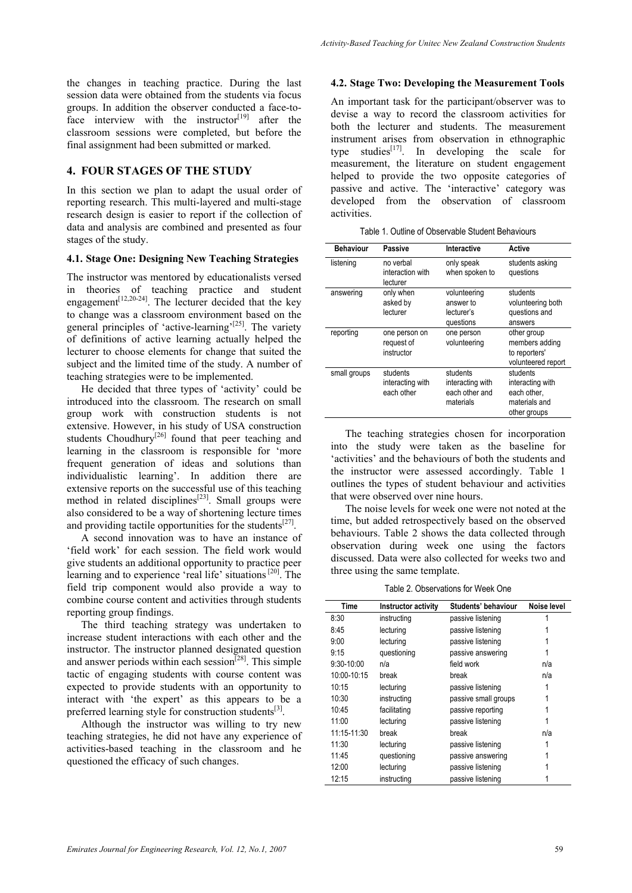the changes in teaching practice. During the last session data were obtained from the students via focus groups. In addition the observer conducted a face-to-face interview with the instructor[19] after the classroom sessions were completed, but before the final assignment had been submitted or marked.

## 4. FOUR STAGES OF THE STUDY

In this section we plan to adapt the usual order of reporting research. This multi-layered and multi-stage research design is easier to report if the collection of data and analysis are combined and presented as four stages of the study.

### 4.1. Stage One: Designing New Teaching Strategies

The instructor was mentored by educationalists versed in theories of teaching practice and student engagement[12,20-24]. The lecturer decided that the key to change was a classroom environment based on the general principles of 'active-learning'[25]. The variety of definitions of active learning actually helped the lecturer to choose elements for change that suited the subject and the limited time of the study. A number of teaching strategies were to be implemented.

He decided that three types of 'activity' could be introduced into the classroom. The research on small group work with construction students is not extensive. However, in his study of USA construction students Choudhury[26] found that peer teaching and learning in the classroom is responsible for 'more frequent generation of ideas and solutions than individualistic learning'. In addition there are extensive reports on the successful use of this teaching method in related disciplines[23]. Small groups were also considered to be a way of shortening lecture times and providing tactile opportunities for the students[27].

A second innovation was to have an instance of 'field work' for each session. The field work would give students an additional opportunity to practice peer learning and to experience 'real life' situations [20]. The field trip component would also provide a way to combine course content and activities through students reporting group findings.

The third teaching strategy was undertaken to increase student interactions with each other and the instructor. The instructor planned designated question and answer periods within each session[28]. This simple tactic of engaging students with course content was expected to provide students with an opportunity to interact with 'the expert' as this appears to be a preferred learning style for construction students[3].

Although the instructor was willing to try new teaching strategies, he did not have any experience of activities-based teaching in the classroom and he questioned the efficacy of such changes.

### 4.2. Stage Two: Developing the Measurement Tools

An important task for the participant/observer was to devise a way to record the classroom activities for both the lecturer and students. The measurement instrument arises from observation in ethnographic type studies[17]. In developing the scale for measurement, the literature on student engagement helped to provide the two opposite categories of passive and active. The 'interactive' category was developed from the observation of classroom activities.

Table 1. Outline of Observable Student Behaviours

| Behaviour | Passive | Interactive | Active |
|---|---|---|---|
| listening | no verbal interaction with lecturer | only speak when spoken to | students asking questions |
| answering | only when asked by lecturer | volunteering answer to lecturer's questions | students volunteering both questions and answers |
| reporting | one person on request of instructor | one person volunteering | other group members adding to reporters' volunteered report |
| small groups | students interacting with each other | students interacting with each other and materials | students interacting with each other, materials and other groups |

The teaching strategies chosen for incorporation into the study were taken as the baseline for 'activities' and the behaviours of both the students and the instructor were assessed accordingly. Table 1 outlines the types of student behaviour and activities that were observed over nine hours.

The noise levels for week one were not noted at the time, but added retrospectively based on the observed behaviours. Table 2 shows the data collected through observation during week one using the factors discussed. Data were also collected for weeks two and three using the same template.

Table 2. Observations for Week One

| Time | Instructor activity | Students' behaviour | Noise level |
|---|---|---|---|
| 8:30 | instructing | passive listening | 1 |
| 8:45 | lecturing | passive listening | 1 |
| 9:00 | lecturing | passive listening | 1 |
| 9:15 | questioning | passive answering | 1 |
| 9:30-10:00 | n/a | field work | n/a |
| 10:00-10:15 | break | break | n/a |
| 10:15 | lecturing | passive listening | 1 |
| 10:30 | instructing | passive small groups | 1 |
| 10:45 | facilitating | passive reporting | 1 |
| 11:00 | lecturing | passive listening | 1 |
| 11:15-11:30 | break | break | n/a |
| 11:30 | lecturing | passive listening | 1 |
| 11:45 | questioning | passive answering | 1 |
| 12:00 | lecturing | passive listening | 1 |
| 12:15 | instructing | passive listening | 1 |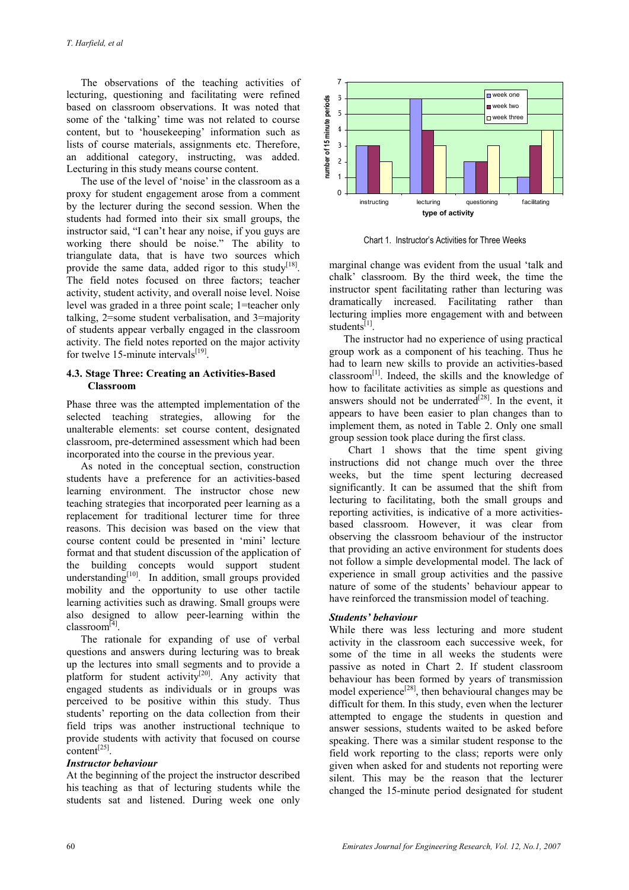The observations of the teaching activities of lecturing, questioning and facilitating were refined based on classroom observations. It was noted that some of the 'talking' time was not related to course content, but to 'housekeeping' information such as lists of course materials, assignments etc. Therefore, an additional category, instructing, was added. Lecturing in this study means course content.

The use of the level of 'noise' in the classroom as a proxy for student engagement arose from a comment by the lecturer during the second session. When the students had formed into their six small groups, the instructor said, "I can't hear any noise, if you guys are working there should be noise." The ability to triangulate data, that is have two sources which provide the same data, added rigor to this study[18]. The field notes focused on three factors; teacher activity, student activity, and overall noise level. Noise level was graded in a three point scale; 1=teacher only talking, 2=some student verbalisation, and 3=majority of students appear verbally engaged in the classroom activity. The field notes reported on the major activity for twelve 15-minute intervals[19].

### 4.3. Stage Three: Creating an Activities-Based Classroom

Phase three was the attempted implementation of the selected teaching strategies, allowing for the unalterable elements: set course content, designated classroom, pre-determined assessment which had been incorporated into the course in the previous year.

As noted in the conceptual section, construction students have a preference for an activities-based learning environment. The instructor chose new teaching strategies that incorporated peer learning as a replacement for traditional lecturer time for three reasons. This decision was based on the view that course content could be presented in 'mini' lecture format and that student discussion of the application of the building concepts would support student understanding[10]. In addition, small groups provided mobility and the opportunity to use other tactile learning activities such as drawing. Small groups were also designed to allow peer-learning within the classroom[4].

The rationale for expanding of use of verbal questions and answers during lecturing was to break up the lectures into small segments and to provide a platform for student activity[20]. Any activity that engaged students as individuals or in groups was perceived to be positive within this study. Thus students' reporting on the data collection from their field trips was another instructional technique to provide students with activity that focused on course content[25].

***Instructor behaviour***

At the beginning of the project the instructor described his teaching as that of lecturing students while the students sat and listened. During week one only marginal change was evident from the usual 'talk and chalk' classroom. By the third week, the time the instructor spent facilitating rather than lecturing was dramatically increased. Facilitating rather than lecturing implies more engagement with and between students[1].

Chart 1. Instructor's Activities for Three Weeks

The instructor had no experience of using practical group work as a component of his teaching. Thus he had to learn new skills to provide an activities-based classroom[1]. Indeed, the skills and the knowledge of how to facilitate activities as simple as questions and answers should not be underrated[28]. In the event, it appears to have been easier to plan changes than to implement them, as noted in Table 2. Only one small group session took place during the first class.

Chart 1 shows that the time spent giving instructions did not change much over the three weeks, but the time spent lecturing decreased significantly. It can be assumed that the shift from lecturing to facilitating, both the small groups and reporting activities, is indicative of a more activities-based classroom. However, it was clear from observing the classroom behaviour of the instructor that providing an active environment for students does not follow a simple developmental model. The lack of experience in small group activities and the passive nature of some of the students' behaviour appear to have reinforced the transmission model of teaching.

***Students' behaviour***

While there was less lecturing and more student activity in the classroom each successive week, for some of the time in all weeks the students were passive as noted in Chart 2. If student classroom behaviour has been formed by years of transmission model experience[28], then behavioural changes may be difficult for them. In this study, even when the lecturer attempted to engage the students in question and answer sessions, students waited to be asked before speaking. There was a similar student response to the field work reporting to the class; reports were only given when asked for and students not reporting were silent. This may be the reason that the lecturer changed the 15-minute period designated for student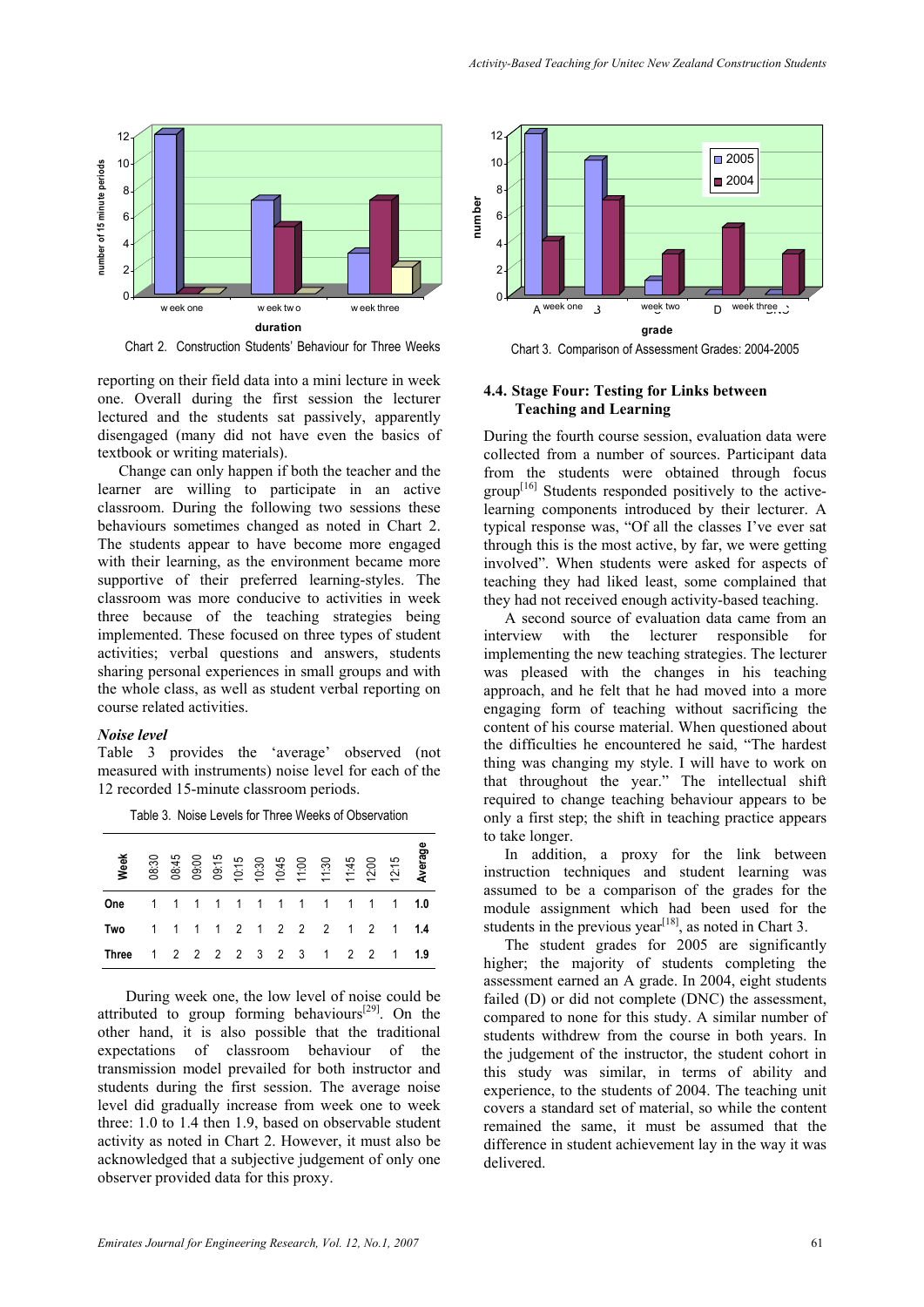Chart 2. Construction Students' Behaviour for Three Weeks

Chart 3. Comparison of Assessment Grades: 2004-2005

reporting on their field data into a mini lecture in week one. Overall during the first session the lecturer lectured and the students sat passively, apparently disengaged (many did not have even the basics of textbook or writing materials).

Change can only happen if both the teacher and the learner are willing to participate in an active classroom. During the following two sessions these behaviours sometimes changed as noted in Chart 2. The students appear to have become more engaged with their learning, as the environment became more supportive of their preferred learning-styles. The classroom was more conducive to activities in week three because of the teaching strategies being implemented. These focused on three types of student activities; verbal questions and answers, students sharing personal experiences in small groups and with the whole class, as well as student verbal reporting on course related activities.

### *Noise level*

Table 3 provides the 'average' observed (not measured with instruments) noise level for each of the 12 recorded 15-minute classroom periods.

Table 3. Noise Levels for Three Weeks of Observation

| Week | 08:30 | 08:45 | 09:00 | 09:15 | 10:15 | 10:30 | 10:45 | 11:00 | 11:30 | 11:45 | 12:00 | 12:15 | Average |
|---|---|---|---|---|---|---|---|---|---|---|---|---|---|
| One | 1 | 1 | 1 | 1 | 1 | 1 | 1 | 1 | 1 | 1 | 1 | 1 | 1.0 |
| Two | 1 | 1 | 1 | 1 | 2 | 1 | 2 | 2 | 2 | 1 | 2 | 1 | 1.4 |
| Three | 1 | 2 | 2 | 2 | 2 | 3 | 2 | 3 | 1 | 2 | 2 | 1 | 1.9 |

During week one, the low level of noise could be attributed to group forming behaviours[29]. On the other hand, it is also possible that the traditional expectations of classroom behaviour of the transmission model prevailed for both instructor and students during the first session. The average noise level did gradually increase from week one to week three: 1.0 to 1.4 then 1.9, based on observable student activity as noted in Chart 2. However, it must also be acknowledged that a subjective judgement of only one observer provided data for this proxy.

### 4.4. Stage Four: Testing for Links between Teaching and Learning

During the fourth course session, evaluation data were collected from a number of sources. Participant data from the students were obtained through focus group[16] Students responded positively to the active-learning components introduced by their lecturer. A typical response was, "Of all the classes I've ever sat through this is the most active, by far, we were getting involved". When students were asked for aspects of teaching they had liked least, some complained that they had not received enough activity-based teaching.

A second source of evaluation data came from an interview with the lecturer responsible for implementing the new teaching strategies. The lecturer was pleased with the changes in his teaching approach, and he felt that he had moved into a more engaging form of teaching without sacrificing the content of his course material. When questioned about the difficulties he encountered he said, "The hardest thing was changing my style. I will have to work on that throughout the year." The intellectual shift required to change teaching behaviour appears to be only a first step; the shift in teaching practice appears to take longer.

In addition, a proxy for the link between instruction techniques and student learning was assumed to be a comparison of the grades for the module assignment which had been used for the students in the previous year[18], as noted in Chart 3.

The student grades for 2005 are significantly higher; the majority of students completing the assessment earned an A grade. In 2004, eight students failed (D) or did not complete (DNC) the assessment, compared to none for this study. A similar number of students withdrew from the course in both years. In the judgement of the instructor, the student cohort in this study was similar, in terms of ability and experience, to the students of 2004. The teaching unit covers a standard set of material, so while the content remained the same, it must be assumed that the difference in student achievement lay in the way it was delivered.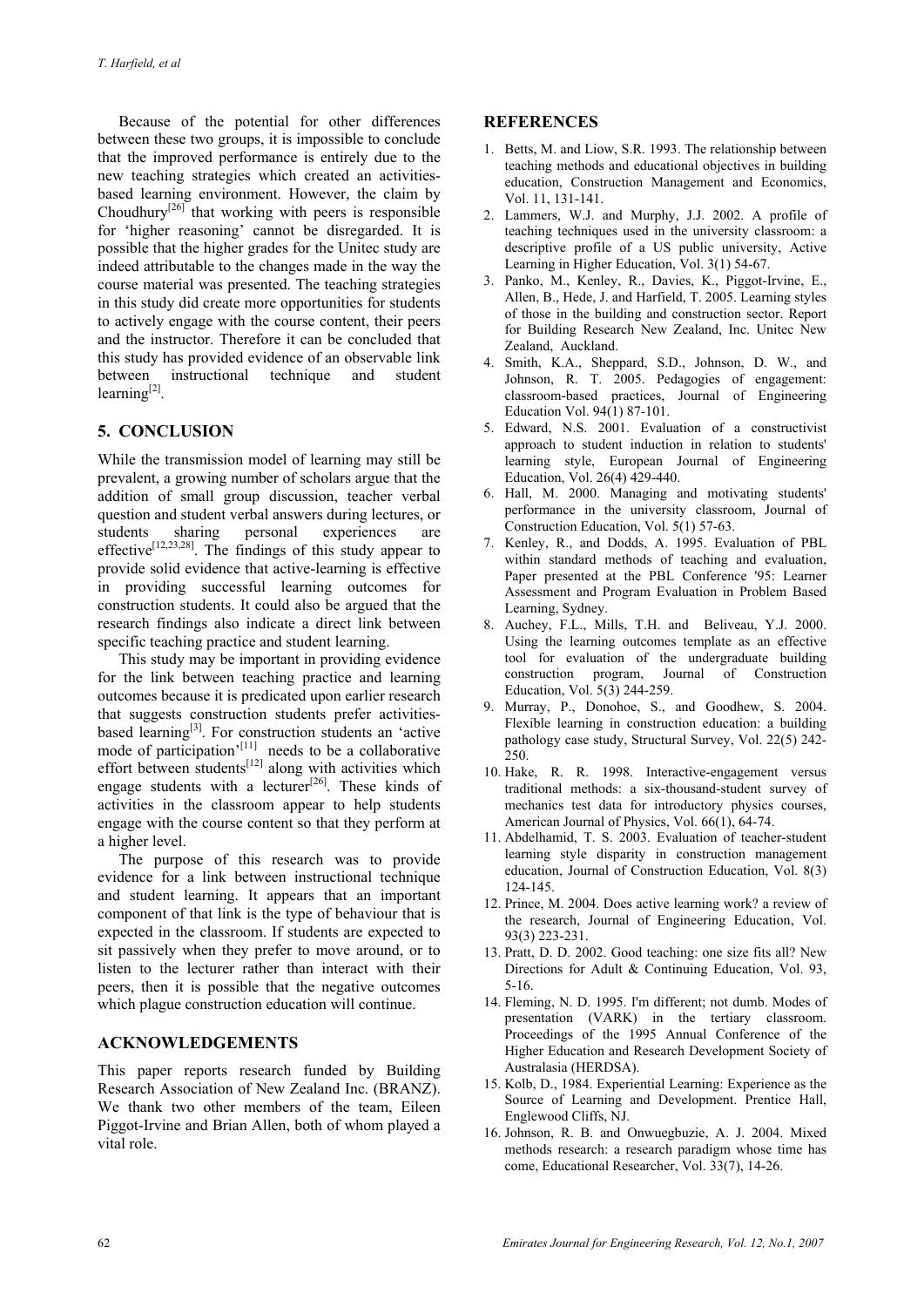Because of the potential for other differences between these two groups, it is impossible to conclude that the improved performance is entirely due to the new teaching strategies which created an activities-based learning environment. However, the claim by Choudhury[26] that working with peers is responsible for 'higher reasoning' cannot be disregarded. It is possible that the higher grades for the Unitec study are indeed attributable to the changes made in the way the course material was presented. The teaching strategies in this study did create more opportunities for students to actively engage with the course content, their peers and the instructor. Therefore it can be concluded that this study has provided evidence of an observable link between instructional technique and student learning[2].

## 5. CONCLUSION

While the transmission model of learning may still be prevalent, a growing number of scholars argue that the addition of small group discussion, teacher verbal question and student verbal answers during lectures, or students sharing personal experiences are effective[12,23,28]. The findings of this study appear to provide solid evidence that active-learning is effective in providing successful learning outcomes for construction students. It could also be argued that the research findings also indicate a direct link between specific teaching practice and student learning.

This study may be important in providing evidence for the link between teaching practice and learning outcomes because it is predicated upon earlier research that suggests construction students prefer activities-based learning[3]. For construction students an 'active mode of participation'[11] needs to be a collaborative effort between students[12] along with activities which engage students with a lecturer[26]. These kinds of activities in the classroom appear to help students engage with the course content so that they perform at a higher level.

The purpose of this research was to provide evidence for a link between instructional technique and student learning. It appears that an important component of that link is the type of behaviour that is expected in the classroom. If students are expected to sit passively when they prefer to move around, or to listen to the lecturer rather than interact with their peers, then it is possible that the negative outcomes which plague construction education will continue.

## ACKNOWLEDGEMENTS

This paper reports research funded by Building Research Association of New Zealand Inc. (BRANZ). We thank two other members of the team, Eileen Piggot-Irvine and Brian Allen, both of whom played a vital role.

## REFERENCES

1. Betts, M. and Liow, S.R. 1993. The relationship between teaching methods and educational objectives in building education, Construction Management and Economics, Vol. 11, 131-141.
2. Lammers, W.J. and Murphy, J.J. 2002. A profile of teaching techniques used in the university classroom: a descriptive profile of a US public university, Active Learning in Higher Education, Vol. 3(1) 54-67.
3. Panko, M., Kenley, R., Davies, K., Piggot-Irvine, E., Allen, B., Hede, J. and Harfield, T. 2005. Learning styles of those in the building and construction sector. Report for Building Research New Zealand, Inc. Unitec New Zealand, Auckland.
4. Smith, K.A., Sheppard, S.D., Johnson, D. W., and Johnson, R. T. 2005. Pedagogies of engagement: classroom-based practices, Journal of Engineering Education Vol. 94(1) 87-101.
5. Edward, N.S. 2001. Evaluation of a constructivist approach to student induction in relation to students' learning style, European Journal of Engineering Education, Vol. 26(4) 429-440.
6. Hall, M. 2000. Managing and motivating students' performance in the university classroom, Journal of Construction Education, Vol. 5(1) 57-63.
7. Kenley, R., and Dodds, A. 1995. Evaluation of PBL within standard methods of teaching and evaluation, Paper presented at the PBL Conference '95: Learner Assessment and Program Evaluation in Problem Based Learning, Sydney.
8. Auchey, F.L., Mills, T.H. and Beliveau, Y.J. 2000. Using the learning outcomes template as an effective tool for evaluation of the undergraduate building construction program, Journal of Construction Education, Vol. 5(3) 244-259.
9. Murray, P., Donohoe, S., and Goodhew, S. 2004. Flexible learning in construction education: a building pathology case study, Structural Survey, Vol. 22(5) 242-250.
10. Hake, R. R. 1998. Interactive-engagement versus traditional methods: a six-thousand-student survey of mechanics test data for introductory physics courses, American Journal of Physics, Vol. 66(1), 64-74.
11. Abdelhamid, T. S. 2003. Evaluation of teacher-student learning style disparity in construction management education, Journal of Construction Education, Vol. 8(3) 124-145.
12. Prince, M. 2004. Does active learning work? a review of the research, Journal of Engineering Education, Vol. 93(3) 223-231.
13. Pratt, D. D. 2002. Good teaching: one size fits all? New Directions for Adult & Continuing Education, Vol. 93, 5-16.
14. Fleming, N. D. 1995. I'm different; not dumb. Modes of presentation (VARK) in the tertiary classroom. Proceedings of the 1995 Annual Conference of the Higher Education and Research Development Society of Australasia (HERDSA).
15. Kolb, D., 1984. Experiential Learning: Experience as the Source of Learning and Development. Prentice Hall, Englewood Cliffs, NJ.
16. Johnson, R. B. and Onwuegbuzie, A. J. 2004. Mixed methods research: a research paradigm whose time has come, Educational Researcher, Vol. 33(7), 14-26.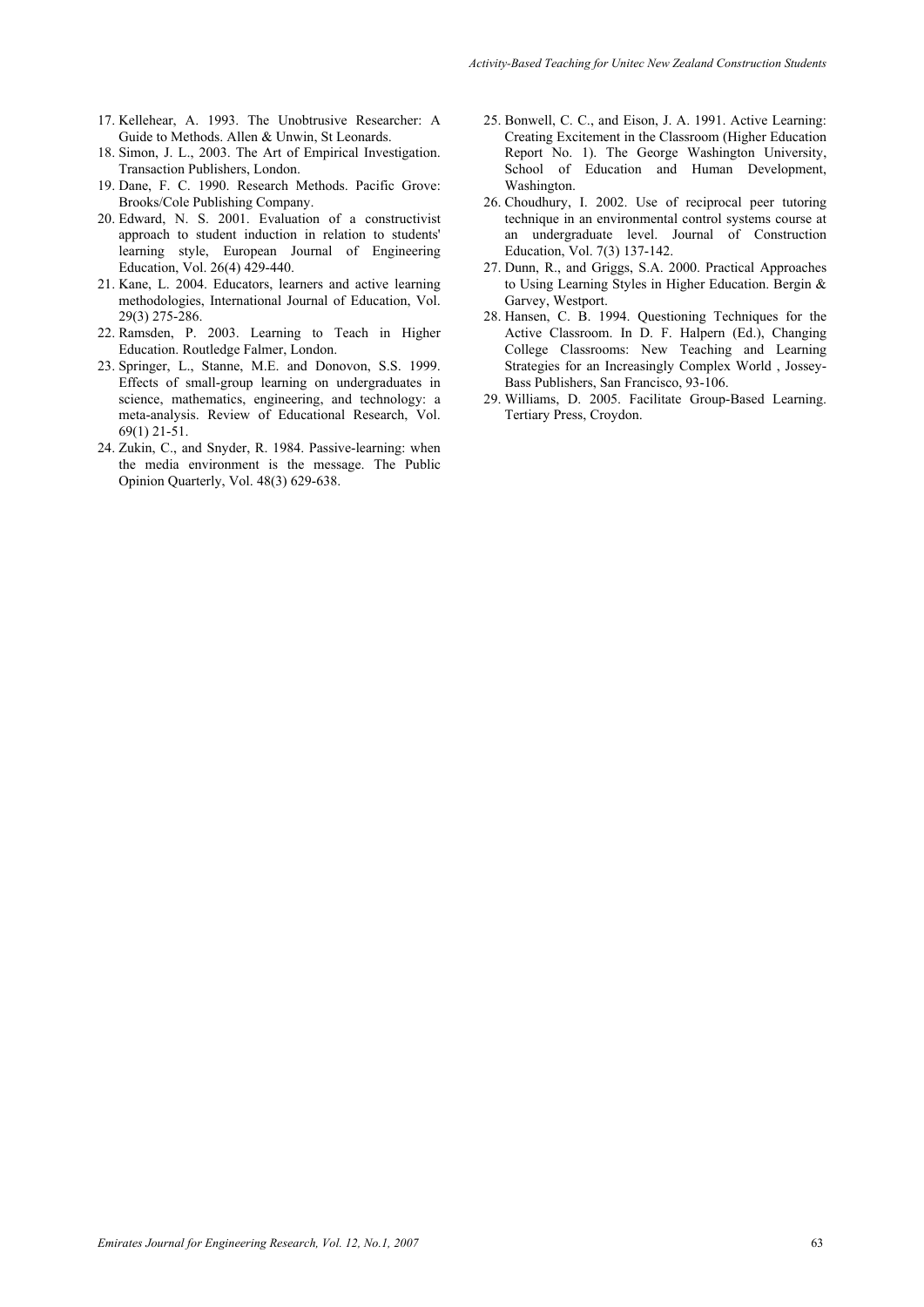17. Kellehear, A. 1993. The Unobtrusive Researcher: A Guide to Methods. Allen & Unwin, St Leonards.
18. Simon, J. L., 2003. The Art of Empirical Investigation. Transaction Publishers, London.
19. Dane, F. C. 1990. Research Methods. Pacific Grove: Brooks/Cole Publishing Company.
20. Edward, N. S. 2001. Evaluation of a constructivist approach to student induction in relation to students' learning style, European Journal of Engineering Education, Vol. 26(4) 429-440.
21. Kane, L. 2004. Educators, learners and active learning methodologies, International Journal of Education, Vol. 29(3) 275-286.
22. Ramsden, P. 2003. Learning to Teach in Higher Education. Routledge Falmer, London.
23. Springer, L., Stanne, M.E. and Donovon, S.S. 1999. Effects of small-group learning on undergraduates in science, mathematics, engineering, and technology: a meta-analysis. Review of Educational Research, Vol. 69(1) 21-51.
24. Zukin, C., and Snyder, R. 1984. Passive-learning: when the media environment is the message. The Public Opinion Quarterly, Vol. 48(3) 629-638.
25. Bonwell, C. C., and Eison, J. A. 1991. Active Learning: Creating Excitement in the Classroom (Higher Education Report No. 1). The George Washington University, School of Education and Human Development, Washington.
26. Choudhury, I. 2002. Use of reciprocal peer tutoring technique in an environmental control systems course at an undergraduate level. Journal of Construction Education, Vol. 7(3) 137-142.
27. Dunn, R., and Griggs, S.A. 2000. Practical Approaches to Using Learning Styles in Higher Education. Bergin & Garvey, Westport.
28. Hansen, C. B. 1994. Questioning Techniques for the Active Classroom. In D. F. Halpern (Ed.), Changing College Classrooms: New Teaching and Learning Strategies for an Increasingly Complex World , Jossey-Bass Publishers, San Francisco, 93-106.
29. Williams, D. 2005. Facilitate Group-Based Learning. Tertiary Press, Croydon.